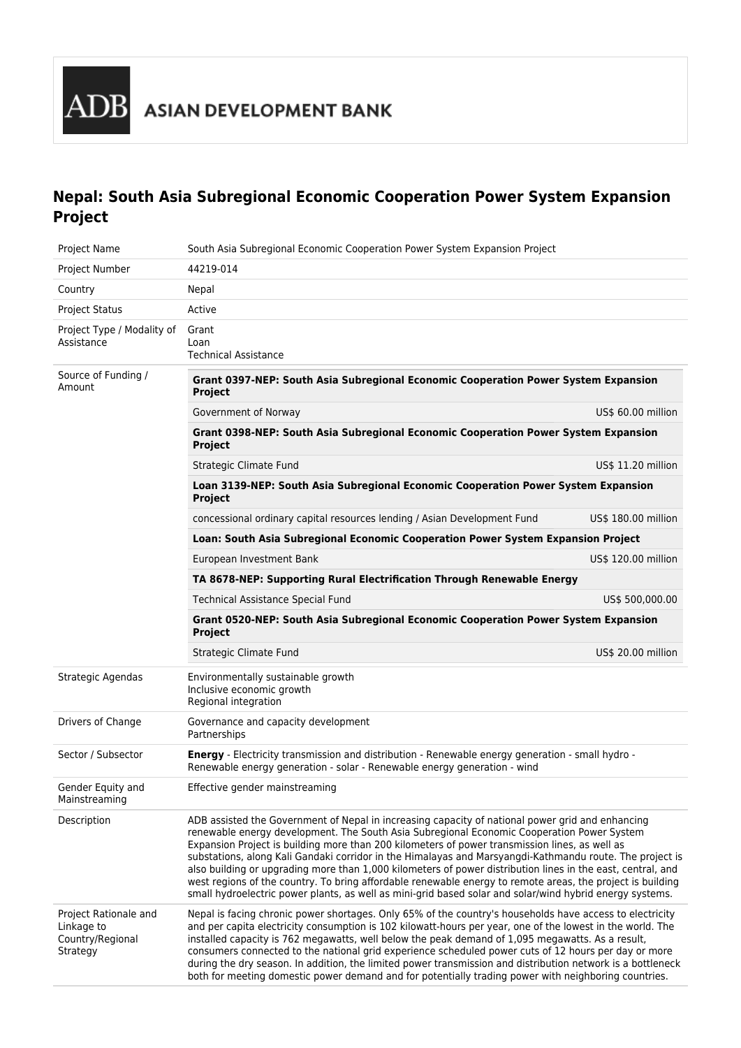ASIAN DEVELOPMENT BANK

# Nepal: South Asia Subregional Economic Cooperation Power System Expansion Project

| | |
|---|---|
| Project Name | South Asia Subregional Economic Cooperation Power System Expansion Project |
| Project Number | 44219-014 |
| Country | Nepal |
| Project Status | Active |
| Project Type / Modality of Assistance | Grant<br>Loan<br>Technical Assistance |
| Source of Funding / Amount | **Grant 0397-NEP: South Asia Subregional Economic Cooperation Power System Expansion Project**<br>Government of Norway — US$ 60.00 million<br>**Grant 0398-NEP: South Asia Subregional Economic Cooperation Power System Expansion Project**<br>Strategic Climate Fund — US$ 11.20 million<br>**Loan 3139-NEP: South Asia Subregional Economic Cooperation Power System Expansion Project**<br>concessional ordinary capital resources lending / Asian Development Fund — US$ 180.00 million<br>**Loan: South Asia Subregional Economic Cooperation Power System Expansion Project**<br>European Investment Bank — US$ 120.00 million<br>**TA 8678-NEP: Supporting Rural Electrification Through Renewable Energy**<br>Technical Assistance Special Fund — US$ 500,000.00<br>**Grant 0520-NEP: South Asia Subregional Economic Cooperation Power System Expansion Project**<br>Strategic Climate Fund — US$ 20.00 million |
| Strategic Agendas | Environmentally sustainable growth<br>Inclusive economic growth<br>Regional integration |
| Drivers of Change | Governance and capacity development<br>Partnerships |
| Sector / Subsector | **Energy** - Electricity transmission and distribution - Renewable energy generation - small hydro - Renewable energy generation - solar - Renewable energy generation - wind |
| Gender Equity and Mainstreaming | Effective gender mainstreaming |
| Description | ADB assisted the Government of Nepal in increasing capacity of national power grid and enhancing renewable energy development. The South Asia Subregional Economic Cooperation Power System Expansion Project is building more than 200 kilometers of power transmission lines, as well as substations, along Kali Gandaki corridor in the Himalayas and Marsyangdi-Kathmandu route. The project is also building or upgrading more than 1,000 kilometers of power distribution lines in the east, central, and west regions of the country. To bring affordable renewable energy to remote areas, the project is building small hydroelectric power plants, as well as mini-grid based solar and solar/wind hybrid energy systems. |
| Project Rationale and Linkage to Country/Regional Strategy | Nepal is facing chronic power shortages. Only 65% of the country's households have access to electricity and per capita electricity consumption is 102 kilowatt-hours per year, one of the lowest in the world. The installed capacity is 762 megawatts, well below the peak demand of 1,095 megawatts. As a result, consumers connected to the national grid experience scheduled power cuts of 12 hours per day or more during the dry season. In addition, the limited power transmission and distribution network is a bottleneck both for meeting domestic power demand and for potentially trading power with neighboring countries. |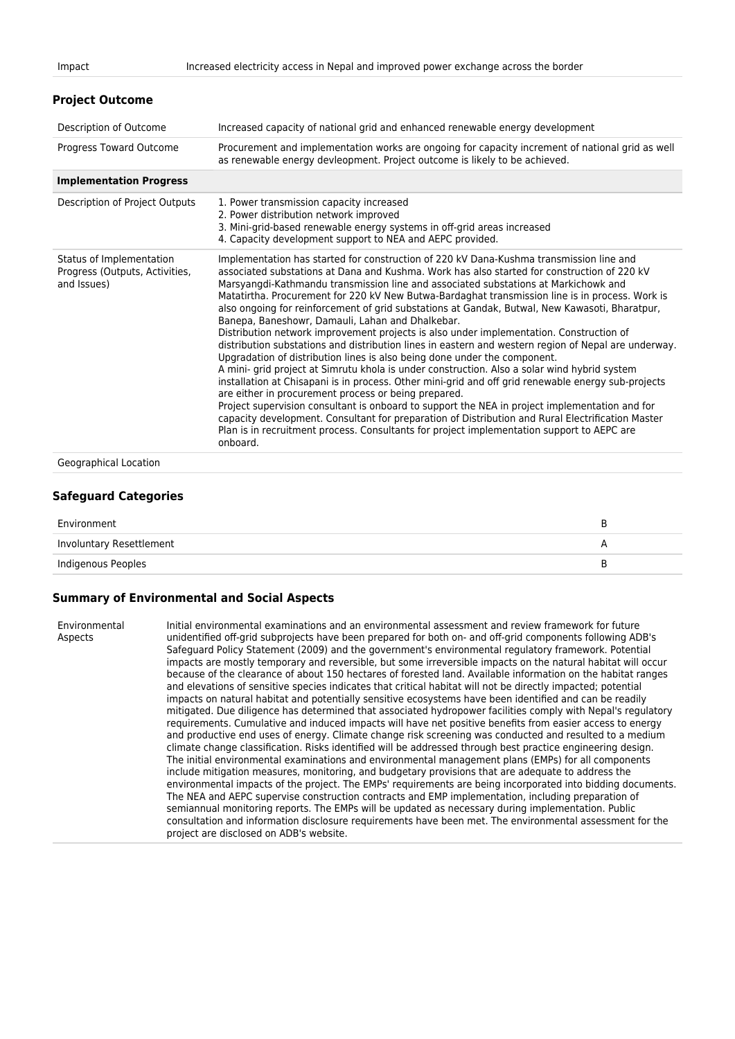| Impact | Increased electricity access in Nepal and improved power exchange across the border |
|---|---|

## Project Outcome

| Description of Outcome | Increased capacity of national grid and enhanced renewable energy development |
|---|---|
| Progress Toward Outcome | Procurement and implementation works are ongoing for capacity increment of national grid as well as renewable energy devleopment. Project outcome is likely to be achieved. |
| **Implementation Progress** | |
| Description of Project Outputs | 1. Power transmission capacity increased<br>2. Power distribution network improved<br>3. Mini-grid-based renewable energy systems in off-grid areas increased<br>4. Capacity development support to NEA and AEPC provided. |
| Status of Implementation Progress (Outputs, Activities, and Issues) | Implementation has started for construction of 220 kV Dana-Kushma transmission line and associated substations at Dana and Kushma. Work has also started for construction of 220 kV Marsyangdi-Kathmandu transmission line and associated substations at Markichowk and Matatirtha. Procurement for 220 kV New Butwa-Bardaghat transmission line is in process. Work is also ongoing for reinforcement of grid substations at Gandak, Butwal, New Kawasoti, Bharatpur, Banepa, Baneshowr, Damauli, Lahan and Dhalkebar.<br>Distribution network improvement projects is also under implementation. Construction of distribution substations and distribution lines in eastern and western region of Nepal are underway. Upgradation of distribution lines is also being done under the component.<br>A mini- grid project at Simrutu khola is under construction. Also a solar wind hybrid system installation at Chisapani is in process. Other mini-grid and off grid renewable energy sub-projects are either in procurement process or being prepared.<br>Project supervision consultant is onboard to support the NEA in project implementation and for capacity development. Consultant for preparation of Distribution and Rural Electrification Master Plan is in recruitment process. Consultants for project implementation support to AEPC are onboard. |
| Geographical Location | |

## Safeguard Categories

| Environment | B |
|---|---|
| Involuntary Resettlement | A |
| Indigenous Peoples | B |

## Summary of Environmental and Social Aspects

| Environmental Aspects | Initial environmental examinations and an environmental assessment and review framework for future unidentified off-grid subprojects have been prepared for both on- and off-grid components following ADB's Safeguard Policy Statement (2009) and the government's environmental regulatory framework. Potential impacts are mostly temporary and reversible, but some irreversible impacts on the natural habitat will occur because of the clearance of about 150 hectares of forested land. Available information on the habitat ranges and elevations of sensitive species indicates that critical habitat will not be directly impacted; potential impacts on natural habitat and potentially sensitive ecosystems have been identified and can be readily mitigated. Due diligence has determined that associated hydropower facilities comply with Nepal's regulatory requirements. Cumulative and induced impacts will have net positive benefits from easier access to energy and productive end uses of energy. Climate change risk screening was conducted and resulted to a medium climate change classification. Risks identified will be addressed through best practice engineering design. The initial environmental examinations and environmental management plans (EMPs) for all components include mitigation measures, monitoring, and budgetary provisions that are adequate to address the environmental impacts of the project. The EMPs' requirements are being incorporated into bidding documents. The NEA and AEPC supervise construction contracts and EMP implementation, including preparation of semiannual monitoring reports. The EMPs will be updated as necessary during implementation. Public consultation and information disclosure requirements have been met. The environmental assessment for the project are disclosed on ADB's website. |
|---|---|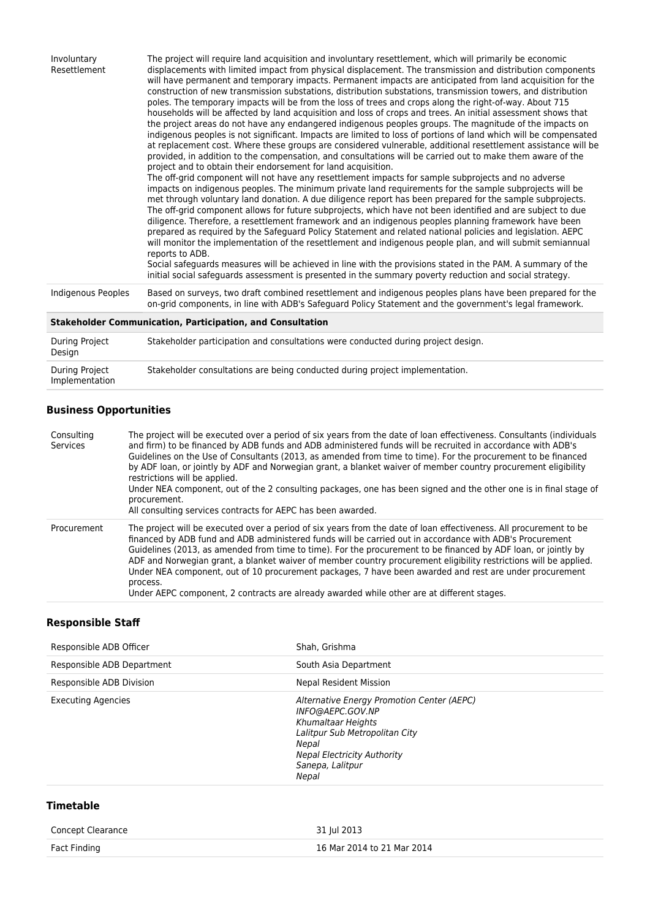| | |
|---|---|
| Involuntary Resettlement | The project will require land acquisition and involuntary resettlement, which will primarily be economic displacements with limited impact from physical displacement. The transmission and distribution components will have permanent and temporary impacts. Permanent impacts are anticipated from land acquisition for the construction of new transmission substations, distribution substations, transmission towers, and distribution poles. The temporary impacts will be from the loss of trees and crops along the right-of-way. About 715 households will be affected by land acquisition and loss of crops and trees. An initial assessment shows that the project areas do not have any endangered indigenous peoples groups. The magnitude of the impacts on indigenous peoples is not significant. Impacts are limited to loss of portions of land which will be compensated at replacement cost. Where these groups are considered vulnerable, additional resettlement assistance will be provided, in addition to the compensation, and consultations will be carried out to make them aware of the project and to obtain their endorsement for land acquisition.<br>The off-grid component will not have any resettlement impacts for sample subprojects and no adverse impacts on indigenous peoples. The minimum private land requirements for the sample subprojects will be met through voluntary land donation. A due diligence report has been prepared for the sample subprojects. The off-grid component allows for future subprojects, which have not been identified and are subject to due diligence. Therefore, a resettlement framework and an indigenous peoples planning framework have been prepared as required by the Safeguard Policy Statement and related national policies and legislation. AEPC will monitor the implementation of the resettlement and indigenous people plan, and will submit semiannual reports to ADB.<br>Social safeguards measures will be achieved in line with the provisions stated in the PAM. A summary of the initial social safeguards assessment is presented in the summary poverty reduction and social strategy. |
| Indigenous Peoples | Based on surveys, two draft combined resettlement and indigenous peoples plans have been prepared for the on-grid components, in line with ADB's Safeguard Policy Statement and the government's legal framework. |
| **Stakeholder Communication, Participation, and Consultation** | |
| During Project Design | Stakeholder participation and consultations were conducted during project design. |
| During Project Implementation | Stakeholder consultations are being conducted during project implementation. |

### Business Opportunities

| | |
|---|---|
| Consulting Services | The project will be executed over a period of six years from the date of loan effectiveness. Consultants (individuals and firm) to be financed by ADB funds and ADB administered funds will be recruited in accordance with ADB's Guidelines on the Use of Consultants (2013, as amended from time to time). For the procurement to be financed by ADF loan, or jointly by ADF and Norwegian grant, a blanket waiver of member country procurement eligibility restrictions will be applied.<br>Under NEA component, out of the 2 consulting packages, one has been signed and the other one is in final stage of procurement.<br>All consulting services contracts for AEPC has been awarded. |
| Procurement | The project will be executed over a period of six years from the date of loan effectiveness. All procurement to be financed by ADB fund and ADB administered funds will be carried out in accordance with ADB's Procurement Guidelines (2013, as amended from time to time). For the procurement to be financed by ADF loan, or jointly by ADF and Norwegian grant, a blanket waiver of member country procurement eligibility restrictions will be applied.<br>Under NEA component, out of 10 procurement packages, 7 have been awarded and rest are under procurement process.<br>Under AEPC component, 2 contracts are already awarded while other are at different stages. |

### Responsible Staff

| | |
|---|---|
| Responsible ADB Officer | Shah, Grishma |
| Responsible ADB Department | South Asia Department |
| Responsible ADB Division | Nepal Resident Mission |
| Executing Agencies | *Alternative Energy Promotion Center (AEPC)*<br>*INFO@AEPC.GOV.NP*<br>*Khumaltaar Heights*<br>*Lalitpur Sub Metropolitan City*<br>*Nepal*<br>*Nepal Electricity Authority*<br>*Sanepa, Lalitpur*<br>*Nepal* |

### Timetable

| | |
|---|---|
| Concept Clearance | 31 Jul 2013 |
| Fact Finding | 16 Mar 2014 to 21 Mar 2014 |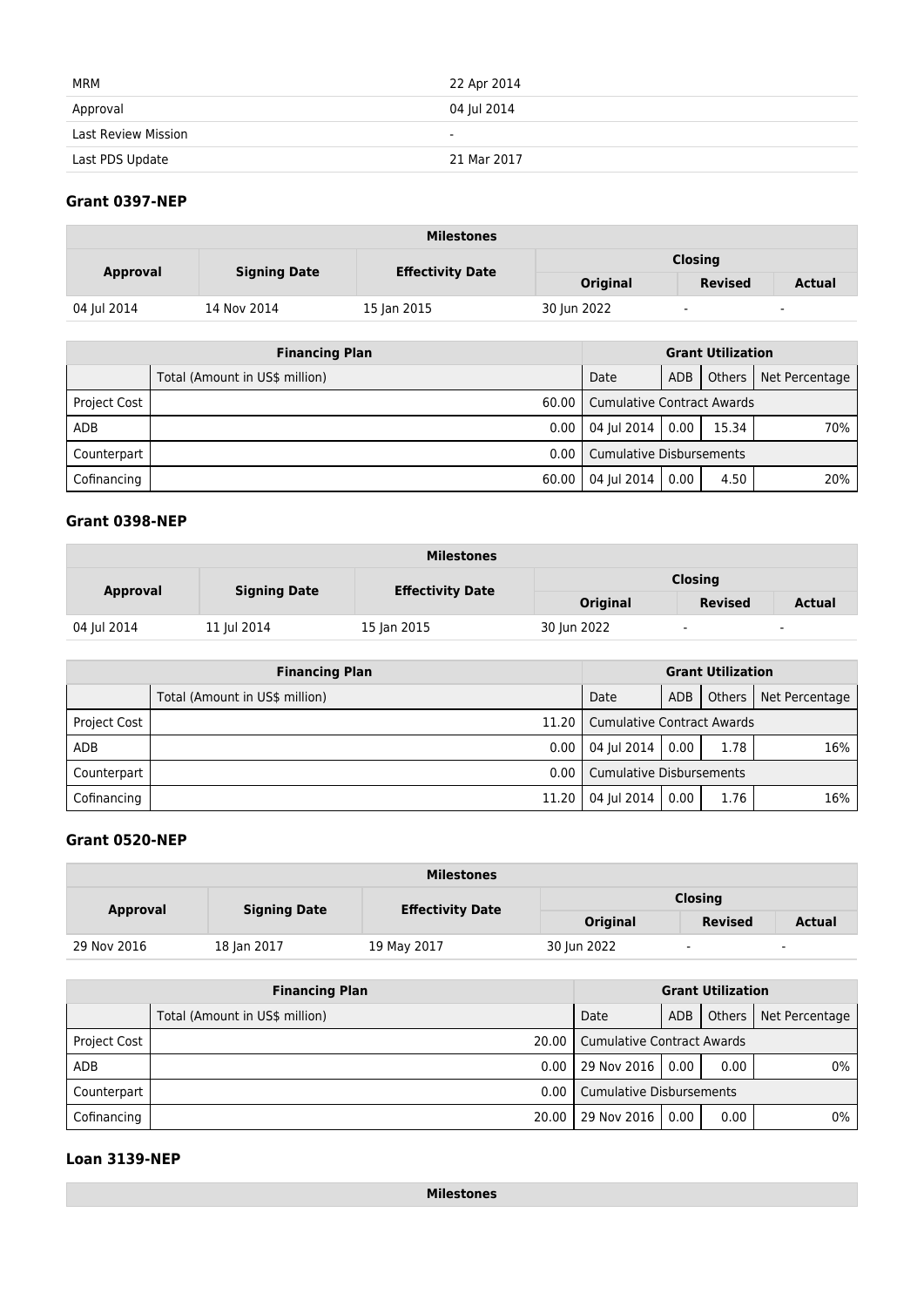| | |
|---|---|
| MRM | 22 Apr 2014 |
| Approval | 04 Jul 2014 |
| Last Review Mission | - |
| Last PDS Update | 21 Mar 2017 |

### Grant 0397-NEP

| Milestones | | | | | |
|---|---|---|---|---|---|
| Approval | Signing Date | Effectivity Date | Closing | | |
| | | | Original | Revised | Actual |
| 04 Jul 2014 | 14 Nov 2014 | 15 Jan 2015 | 30 Jun 2022 | - | - |

| Financing Plan | | Grant Utilization | | | |
|---|---|---|---|---|---|
| | Total (Amount in US$ million) | Date | ADB | Others | Net Percentage |
| Project Cost | 60.00 | Cumulative Contract Awards | | | |
| ADB | 0.00 | 04 Jul 2014 | 0.00 | 15.34 | 70% |
| Counterpart | 0.00 | Cumulative Disbursements | | | |
| Cofinancing | 60.00 | 04 Jul 2014 | 0.00 | 4.50 | 20% |

### Grant 0398-NEP

| Milestones | | | | | |
|---|---|---|---|---|---|
| Approval | Signing Date | Effectivity Date | Closing | | |
| | | | Original | Revised | Actual |
| 04 Jul 2014 | 11 Jul 2014 | 15 Jan 2015 | 30 Jun 2022 | - | - |

| Financing Plan | | Grant Utilization | | | |
|---|---|---|---|---|---|
| | Total (Amount in US$ million) | Date | ADB | Others | Net Percentage |
| Project Cost | 11.20 | Cumulative Contract Awards | | | |
| ADB | 0.00 | 04 Jul 2014 | 0.00 | 1.78 | 16% |
| Counterpart | 0.00 | Cumulative Disbursements | | | |
| Cofinancing | 11.20 | 04 Jul 2014 | 0.00 | 1.76 | 16% |

### Grant 0520-NEP

| Milestones | | | | | |
|---|---|---|---|---|---|
| Approval | Signing Date | Effectivity Date | Closing | | |
| | | | Original | Revised | Actual |
| 29 Nov 2016 | 18 Jan 2017 | 19 May 2017 | 30 Jun 2022 | - | - |

| Financing Plan | | Grant Utilization | | | |
|---|---|---|---|---|---|
| | Total (Amount in US$ million) | Date | ADB | Others | Net Percentage |
| Project Cost | 20.00 | Cumulative Contract Awards | | | |
| ADB | 0.00 | 29 Nov 2016 | 0.00 | 0.00 | 0% |
| Counterpart | 0.00 | Cumulative Disbursements | | | |
| Cofinancing | 20.00 | 29 Nov 2016 | 0.00 | 0.00 | 0% |

### Loan 3139-NEP

| Milestones |
|---|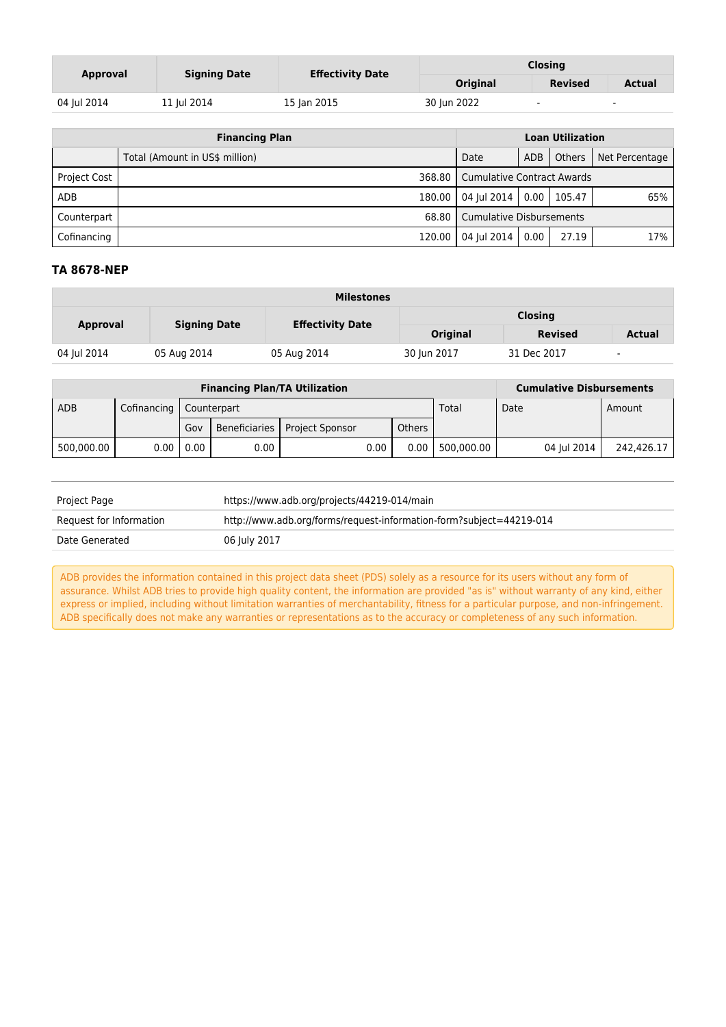| Approval | Signing Date | Effectivity Date | Closing | | |
|---|---|---|---|---|---|
| | | | Original | Revised | Actual |
| 04 Jul 2014 | 11 Jul 2014 | 15 Jan 2015 | 30 Jun 2022 | - | - |

| Financing Plan | | Loan Utilization | | | |
|---|---|---|---|---|---|
| | Total (Amount in US$ million) | Date | ADB | Others | Net Percentage |
| Project Cost | 368.80 | Cumulative Contract Awards | | | |
| ADB | 180.00 | 04 Jul 2014 | 0.00 | 105.47 | 65% |
| Counterpart | 68.80 | Cumulative Disbursements | | | |
| Cofinancing | 120.00 | 04 Jul 2014 | 0.00 | 27.19 | 17% |

### TA 8678-NEP

| Milestones | | | | | |
|---|---|---|---|---|---|
| Approval | Signing Date | Effectivity Date | Closing | | |
| | | | Original | Revised | Actual |
| 04 Jul 2014 | 05 Aug 2014 | 05 Aug 2014 | 30 Jun 2017 | 31 Dec 2017 | - |

| Financing Plan/TA Utilization | | | | | | | Cumulative Disbursements | |
|---|---|---|---|---|---|---|---|---|
| ADB | Cofinancing | Counterpart | | | | Total | Date | Amount |
| | | Gov | Beneficiaries | Project Sponsor | Others | | | |
| 500,000.00 | 0.00 | 0.00 | 0.00 | 0.00 | 0.00 | 500,000.00 | 04 Jul 2014 | 242,426.17 |

| | |
|---|---|
| Project Page | https://www.adb.org/projects/44219-014/main |
| Request for Information | http://www.adb.org/forms/request-information-form?subject=44219-014 |
| Date Generated | 06 July 2017 |

ADB provides the information contained in this project data sheet (PDS) solely as a resource for its users without any form of assurance. Whilst ADB tries to provide high quality content, the information are provided "as is" without warranty of any kind, either express or implied, including without limitation warranties of merchantability, fitness for a particular purpose, and non-infringement. ADB specifically does not make any warranties or representations as to the accuracy or completeness of any such information.